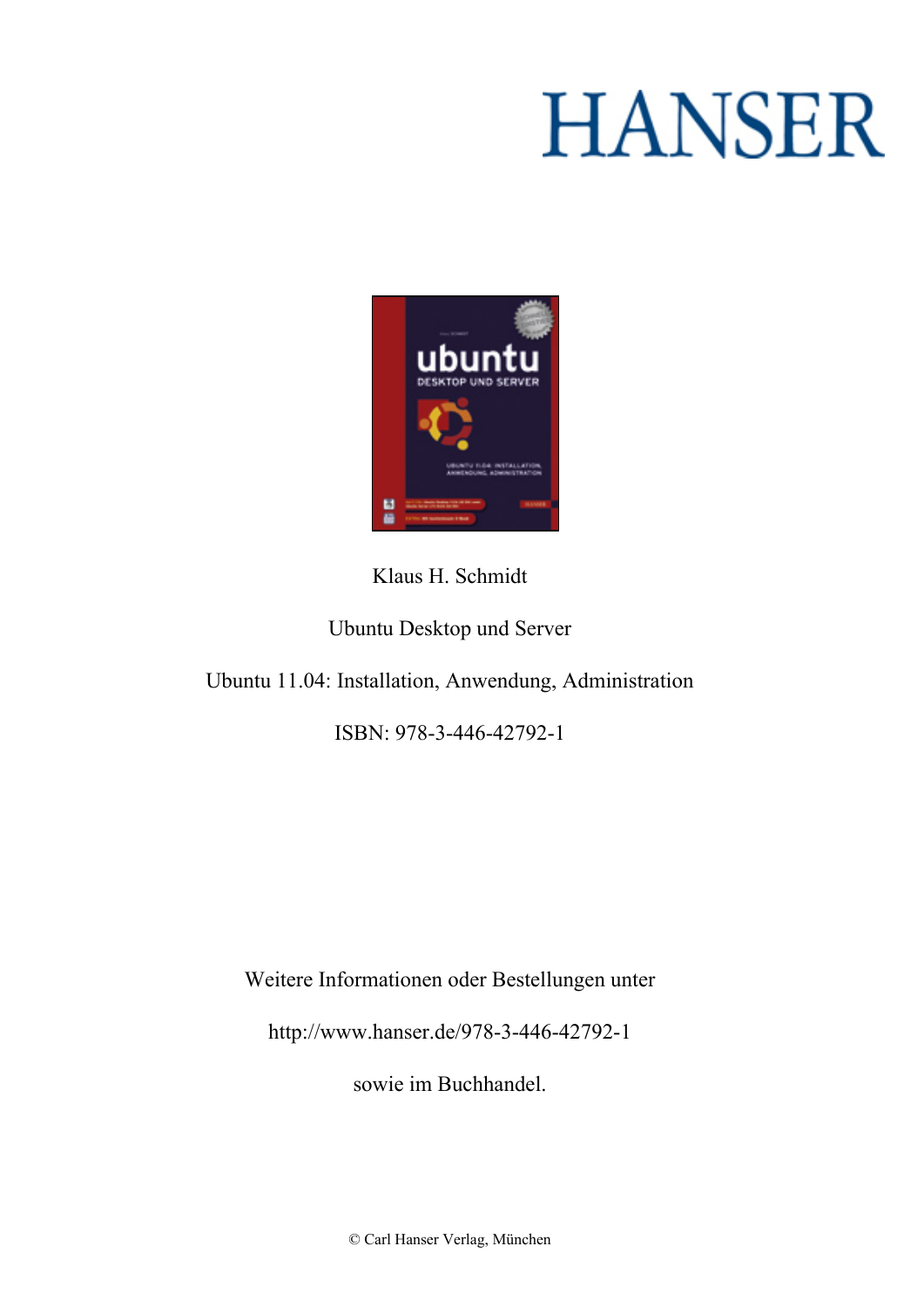HANSER

Klaus H. Schmidt

Ubuntu Desktop und Server

Ubuntu 11.04: Installation, Anwendung, Administration

ISBN: 978-3-446-42792-1

Weitere Informationen oder Bestellungen unter

http://www.hanser.de/978-3-446-42792-1

sowie im Buchhandel.

© Carl Hanser Verlag, München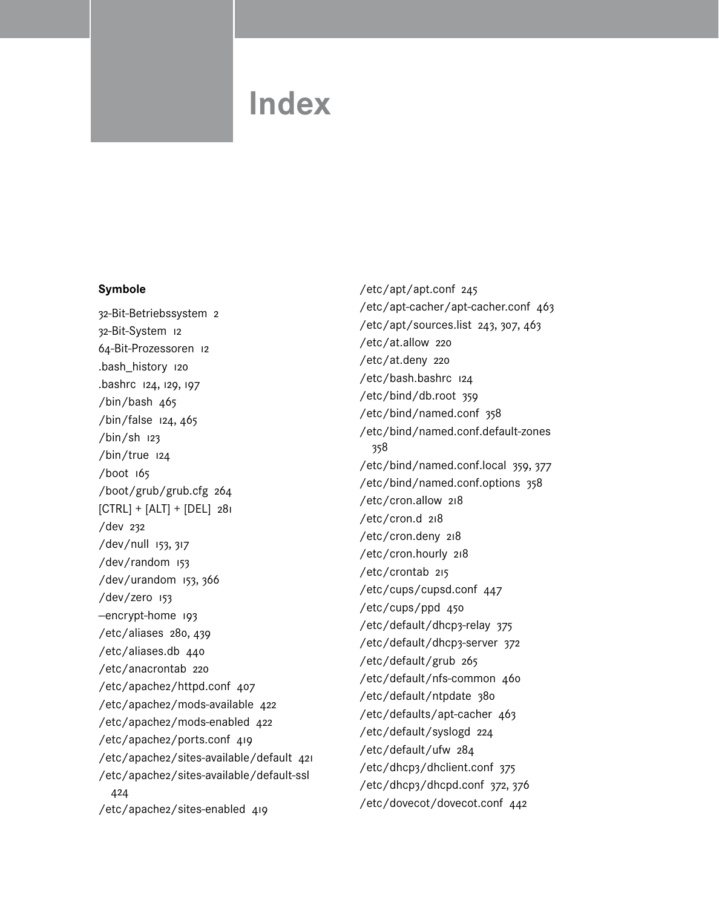# Index

## Symbole

32-Bit-Betriebssystem 2
32-Bit-System 12
64-Bit-Prozessoren 12
.bash_history 120
.bashrc 124, 129, 197
/bin/bash 465
/bin/false 124, 465
/bin/sh 123
/bin/true 124
/boot 165
/boot/grub/grub.cfg 264
[CTRL] + [ALT] + [DEL] 281
/dev 232
/dev/null 153, 317
/dev/random 153
/dev/urandom 153, 366
/dev/zero 153
–encrypt-home 193
/etc/aliases 280, 439
/etc/aliases.db 440
/etc/anacrontab 220
/etc/apache2/httpd.conf 407
/etc/apache2/mods-available 422
/etc/apache2/mods-enabled 422
/etc/apache2/ports.conf 419
/etc/apache2/sites-available/default 421
/etc/apache2/sites-available/default-ssl 424
/etc/apache2/sites-enabled 419
/etc/apt/apt.conf 245
/etc/apt-cacher/apt-cacher.conf 463
/etc/apt/sources.list 243, 307, 463
/etc/at.allow 220
/etc/at.deny 220
/etc/bash.bashrc 124
/etc/bind/db.root 359
/etc/bind/named.conf 358
/etc/bind/named.conf.default-zones 358
/etc/bind/named.conf.local 359, 377
/etc/bind/named.conf.options 358
/etc/cron.allow 218
/etc/cron.d 218
/etc/cron.deny 218
/etc/cron.hourly 218
/etc/crontab 215
/etc/cups/cupsd.conf 447
/etc/cups/ppd 450
/etc/default/dhcp3-relay 375
/etc/default/dhcp3-server 372
/etc/default/grub 265
/etc/default/nfs-common 460
/etc/default/ntpdate 380
/etc/defaults/apt-cacher 463
/etc/default/syslogd 224
/etc/default/ufw 284
/etc/dhcp3/dhclient.conf 375
/etc/dhcp3/dhcpd.conf 372, 376
/etc/dovecot/dovecot.conf 442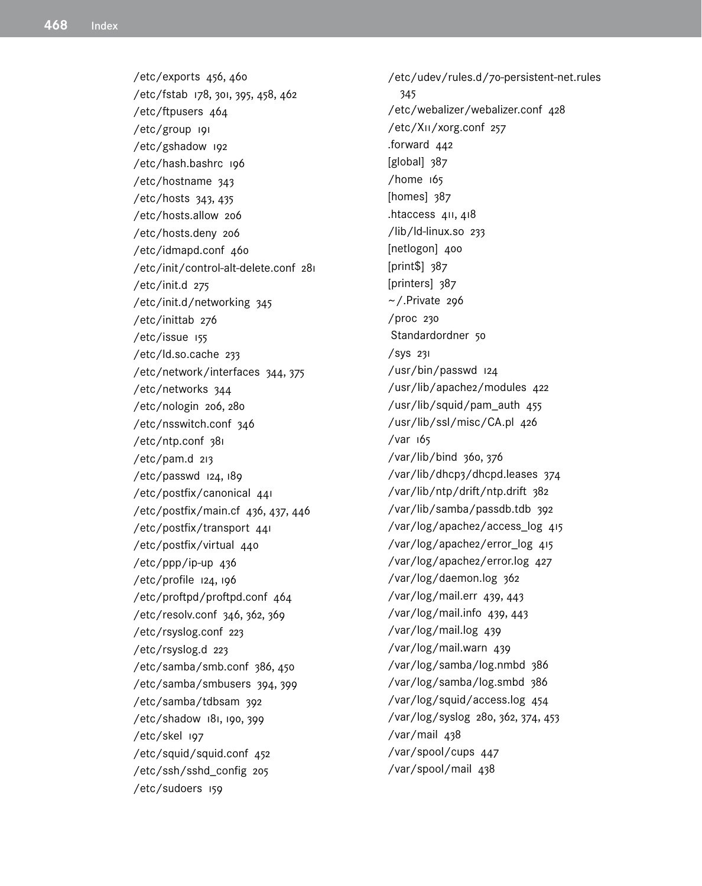/etc/exports 456, 460
/etc/fstab 178, 301, 395, 458, 462
/etc/ftpusers 464
/etc/group 191
/etc/gshadow 192
/etc/hash.bashrc 196
/etc/hostname 343
/etc/hosts 343, 435
/etc/hosts.allow 206
/etc/hosts.deny 206
/etc/idmapd.conf 460
/etc/init/control-alt-delete.conf 281
/etc/init.d 275
/etc/init.d/networking 345
/etc/inittab 276
/etc/issue 155
/etc/ld.so.cache 233
/etc/network/interfaces 344, 375
/etc/networks 344
/etc/nologin 206, 280
/etc/nsswitch.conf 346
/etc/ntp.conf 381
/etc/pam.d 213
/etc/passwd 124, 189
/etc/postfix/canonical 441
/etc/postfix/main.cf 436, 437, 446
/etc/postfix/transport 441
/etc/postfix/virtual 440
/etc/ppp/ip-up 436
/etc/profile 124, 196
/etc/proftpd/proftpd.conf 464
/etc/resolv.conf 346, 362, 369
/etc/rsyslog.conf 223
/etc/rsyslog.d 223
/etc/samba/smb.conf 386, 450
/etc/samba/smbusers 394, 399
/etc/samba/tdbsam 392
/etc/shadow 181, 190, 399
/etc/skel 197
/etc/squid/squid.conf 452
/etc/ssh/sshd_config 205
/etc/sudoers 159
/etc/udev/rules.d/70-persistent-net.rules 345
/etc/webalizer/webalizer.conf 428
/etc/X11/xorg.conf 257
.forward 442
[global] 387
/home 165
[homes] 387
.htaccess 411, 418
/lib/ld-linux.so 233
[netlogon] 400
[print$] 387
[printers] 387
~/.Private 296
/proc 230
Standardordner 50
/sys 231
/usr/bin/passwd 124
/usr/lib/apache2/modules 422
/usr/lib/squid/pam_auth 455
/usr/lib/ssl/misc/CA.pl 426
/var 165
/var/lib/bind 360, 376
/var/lib/dhcp3/dhcpd.leases 374
/var/lib/ntp/drift/ntp.drift 382
/var/lib/samba/passdb.tdb 392
/var/log/apache2/access_log 415
/var/log/apache2/error_log 415
/var/log/apache2/error.log 427
/var/log/daemon.log 362
/var/log/mail.err 439, 443
/var/log/mail.info 439, 443
/var/log/mail.log 439
/var/log/mail.warn 439
/var/log/samba/log.nmbd 386
/var/log/samba/log.smbd 386
/var/log/squid/access.log 454
/var/log/syslog 280, 362, 374, 453
/var/mail 438
/var/spool/cups 447
/var/spool/mail 438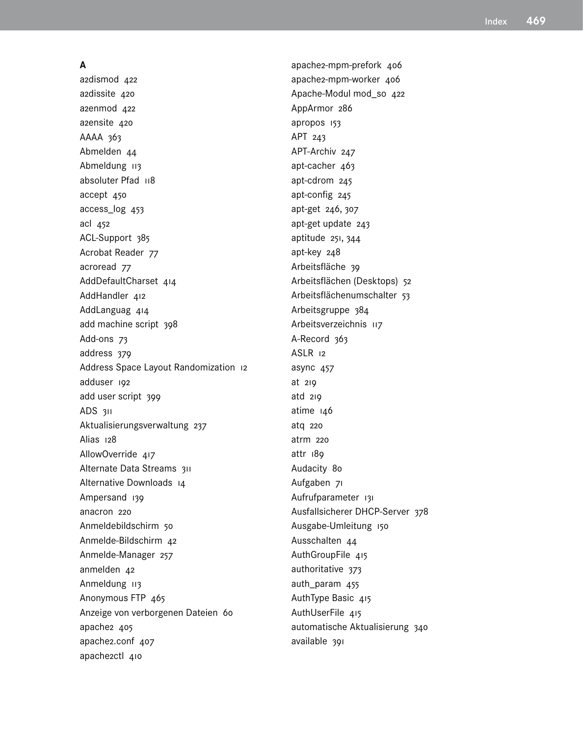## A

a2dismod 422
a2dissite 420
a2enmod 422
a2ensite 420
AAAA 363
Abmelden 44
Abmeldung 113
absoluter Pfad 118
accept 450
access_log 453
acl 452
ACL-Support 385
Acrobat Reader 77
acroread 77
AddDefaultCharset 414
AddHandler 412
AddLanguag 414
add machine script 398
Add-ons 73
address 379
Address Space Layout Randomization 12
adduser 192
add user script 399
ADS 311
Aktualisierungsverwaltung 237
Alias 128
AllowOverride 417
Alternate Data Streams 311
Alternative Downloads 14
Ampersand 139
anacron 220
Anmeldebildschirm 50
Anmelde-Bildschirm 42
Anmelde-Manager 257
anmelden 42
Anmeldung 113
Anonymous FTP 465
Anzeige von verborgenen Dateien 60
apache2 405
apache2.conf 407
apache2ctl 410
apache2-mpm-prefork 406
apache2-mpm-worker 406
Apache-Modul mod_so 422
AppArmor 286
apropos 153
APT 243
APT-Archiv 247
apt-cacher 463
apt-cdrom 245
apt-config 245
apt-get 246, 307
apt-get update 243
aptitude 251, 344
apt-key 248
Arbeitsfläche 39
Arbeitsflächen (Desktops) 52
Arbeitsflächenumschalter 53
Arbeitsgruppe 384
Arbeitsverzeichnis 117
A-Record 363
ASLR 12
async 457
at 219
atd 219
atime 146
atq 220
atrm 220
attr 189
Audacity 80
Aufgaben 71
Aufrufparameter 131
Ausfallsicherer DHCP-Server 378
Ausgabe-Umleitung 150
Ausschalten 44
AuthGroupFile 415
authoritative 373
auth_param 455
AuthType Basic 415
AuthUserFile 415
automatische Aktualisierung 340
available 391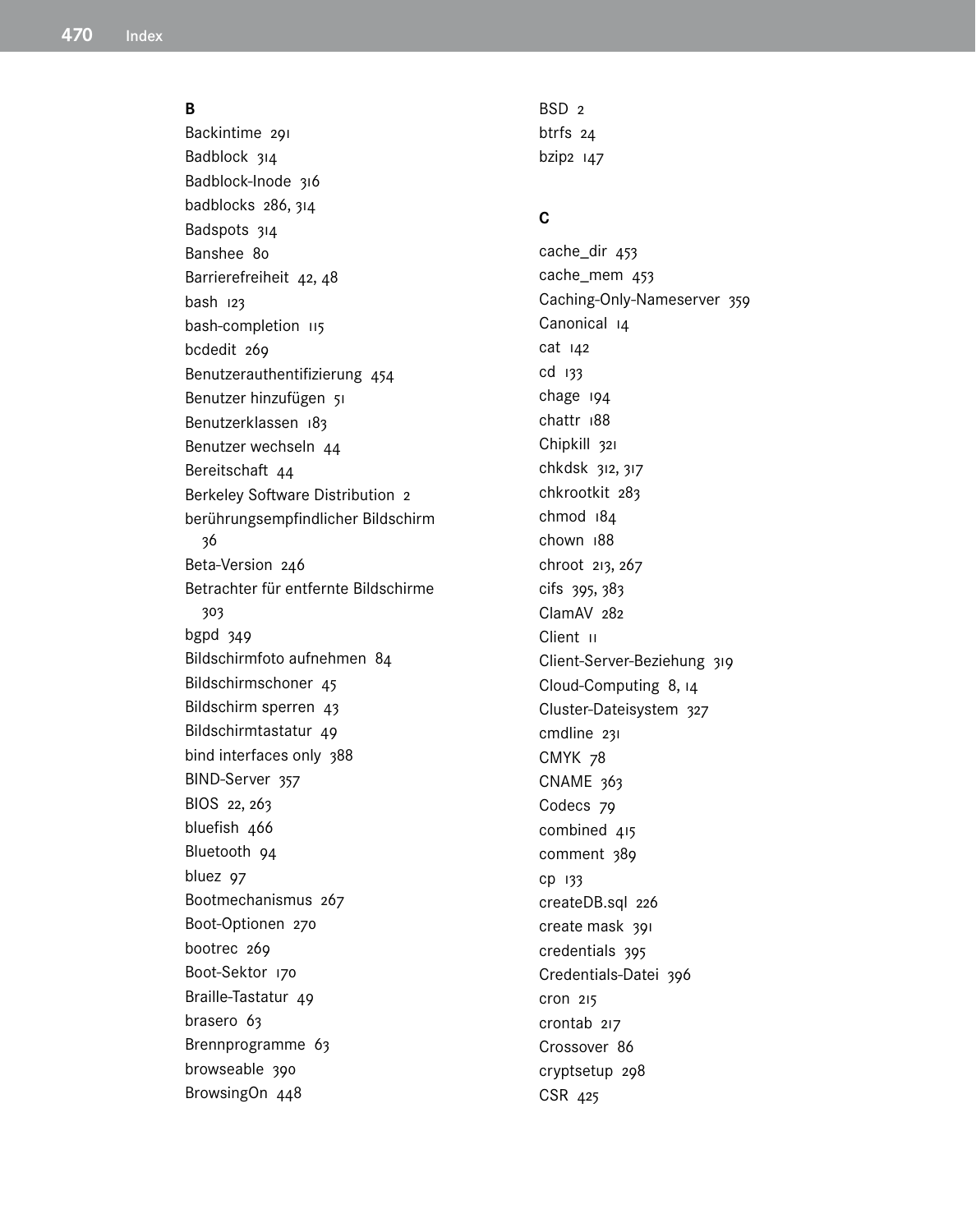## B

Backintime 291
Badblock 314
Badblock-Inode 316
badblocks 286, 314
Badspots 314
Banshee 80
Barrierefreiheit 42, 48
bash 123
bash-completion 115
bcdedit 269
Benutzerauthentifizierung 454
Benutzer hinzufügen 51
Benutzerklassen 183
Benutzer wechseln 44
Bereitschaft 44
Berkeley Software Distribution 2
berührungsempfindlicher Bildschirm 36
Beta-Version 246
Betrachter für entfernte Bildschirme 303
bgpd 349
Bildschirmfoto aufnehmen 84
Bildschirmschoner 45
Bildschirm sperren 43
Bildschirmtastatur 49
bind interfaces only 388
BIND-Server 357
BIOS 22, 263
bluefish 466
Bluetooth 94
bluez 97
Bootmechanismus 267
Boot-Optionen 270
bootrec 269
Boot-Sektor 170
Braille-Tastatur 49
brasero 63
Brennprogramme 63
browseable 390
BrowsingOn 448
BSD 2
btrfs 24
bzip2 147

## C

cache_dir 453
cache_mem 453
Caching-Only-Nameserver 359
Canonical 14
cat 142
cd 133
chage 194
chattr 188
Chipkill 321
chkdsk 312, 317
chkrootkit 283
chmod 184
chown 188
chroot 213, 267
cifs 395, 383
ClamAV 282
Client 11
Client-Server-Beziehung 319
Cloud-Computing 8, 14
Cluster-Dateisystem 327
cmdline 231
CMYK 78
CNAME 363
Codecs 79
combined 415
comment 389
cp 133
createDB.sql 226
create mask 391
credentials 395
Credentials-Datei 396
cron 215
crontab 217
Crossover 86
cryptsetup 298
CSR 425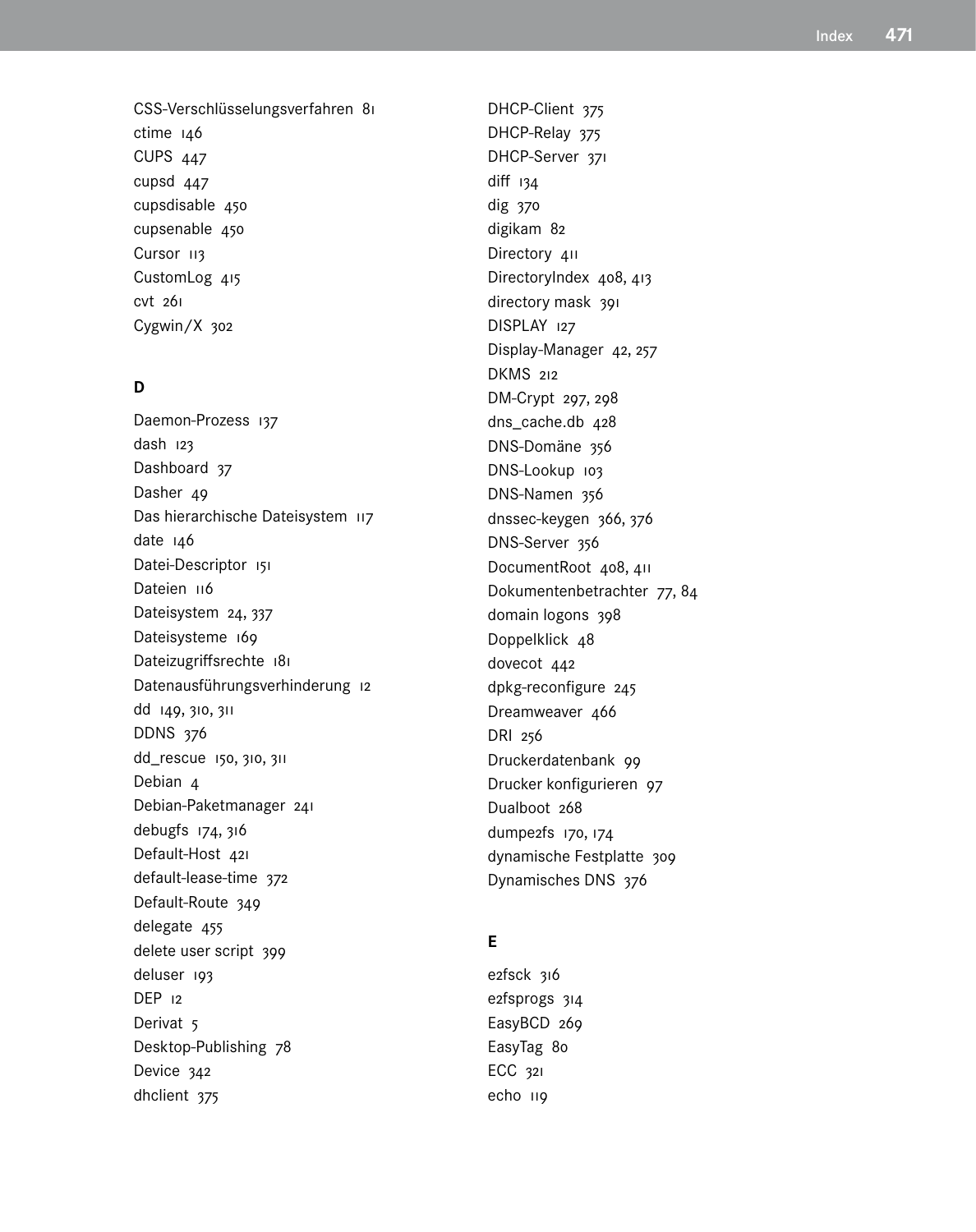CSS-Verschlüsselungsverfahren 81
ctime 146
CUPS 447
cupsd 447
cupsdisable 450
cupsenable 450
Cursor 113
CustomLog 415
cvt 261
Cygwin/X 302

## D

Daemon-Prozess 137
dash 123
Dashboard 37
Dasher 49
Das hierarchische Dateisystem 117
date 146
Datei-Descriptor 151
Dateien 116
Dateisystem 24, 337
Dateisysteme 169
Dateizugriffsrechte 181
Datenausführungsverhinderung 12
dd 149, 310, 311
DDNS 376
dd_rescue 150, 310, 311
Debian 4
Debian-Paketmanager 241
debugfs 174, 316
Default-Host 421
default-lease-time 372
Default-Route 349
delegate 455
delete user script 399
deluser 193
DEP 12
Derivat 5
Desktop-Publishing 78
Device 342
dhclient 375
DHCP-Client 375
DHCP-Relay 375
DHCP-Server 371
diff 134
dig 370
digikam 82
Directory 411
DirectoryIndex 408, 413
directory mask 391
DISPLAY 127
Display-Manager 42, 257
DKMS 212
DM-Crypt 297, 298
dns_cache.db 428
DNS-Domäne 356
DNS-Lookup 103
DNS-Namen 356
dnssec-keygen 366, 376
DNS-Server 356
DocumentRoot 408, 411
Dokumentenbetrachter 77, 84
domain logons 398
Doppelklick 48
dovecot 442
dpkg-reconfigure 245
Dreamweaver 466
DRI 256
Druckerdatenbank 99
Drucker konfigurieren 97
Dualboot 268
dumpe2fs 170, 174
dynamische Festplatte 309
Dynamisches DNS 376

## E

e2fsck 316
e2fsprogs 314
EasyBCD 269
EasyTag 80
ECC 321
echo 119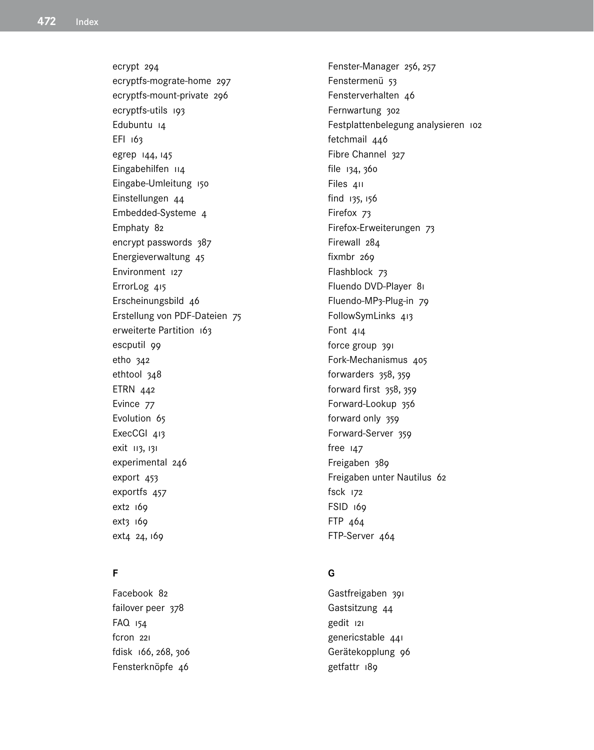ecrypt 294
ecryptfs-mograte-home 297
ecryptfs-mount-private 296
ecryptfs-utils 193
Edubuntu 14
EFI 163
egrep 144, 145
Eingabehilfen 114
Eingabe-Umleitung 150
Einstellungen 44
Embedded-Systeme 4
Emphaty 82
encrypt passwords 387
Energieverwaltung 45
Environment 127
ErrorLog 415
Erscheinungsbild 46
Erstellung von PDF-Dateien 75
erweiterte Partition 163
escputil 99
etho 342
ethtool 348
ETRN 442
Evince 77
Evolution 65
ExecCGI 413
exit 113, 131
experimental 246
export 453
exportfs 457
ext2 169
ext3 169
ext4 24, 169

## F

Facebook 82
failover peer 378
FAQ 154
fcron 221
fdisk 166, 268, 306
Fensterknöpfe 46
Fenster-Manager 256, 257
Fenstermenü 53
Fensterverhalten 46
Fernwartung 302
Festplattenbelegung analysieren 102
fetchmail 446
Fibre Channel 327
file 134, 360
Files 411
find 135, 156
Firefox 73
Firefox-Erweiterungen 73
Firewall 284
fixmbr 269
Flashblock 73
Fluendo DVD-Player 81
Fluendo-MP3-Plug-in 79
FollowSymLinks 413
Font 414
force group 391
Fork-Mechanismus 405
forwarders 358, 359
forward first 358, 359
Forward-Lookup 356
forward only 359
Forward-Server 359
free 147
Freigaben 389
Freigaben unter Nautilus 62
fsck 172
FSID 169
FTP 464
FTP-Server 464

## G

Gastfreigaben 391
Gastsitzung 44
gedit 121
genericstable 441
Gerätekopplung 96
getfattr 189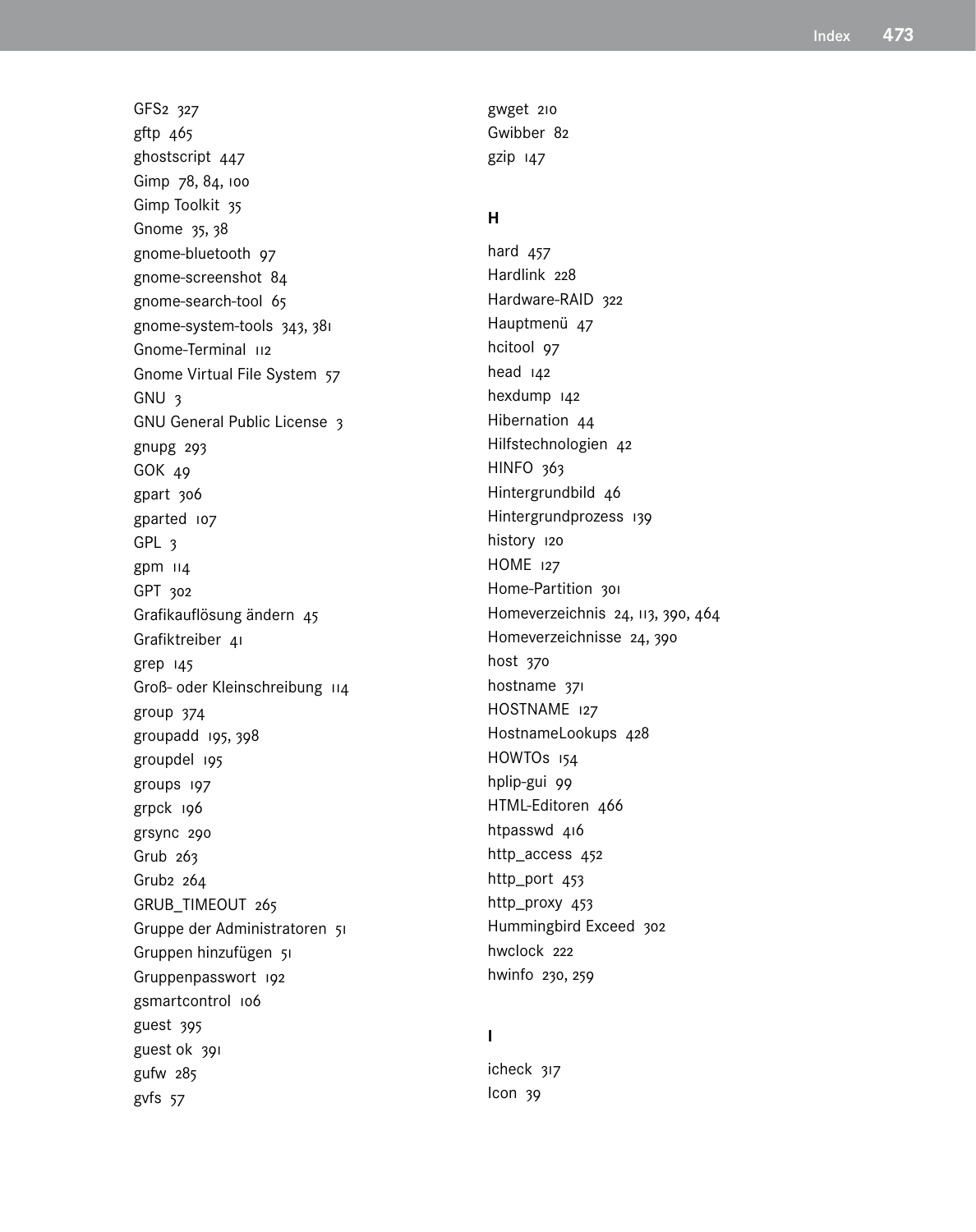GFS2 327
gftp 465
ghostscript 447
Gimp 78, 84, 100
Gimp Toolkit 35
Gnome 35, 38
gnome-bluetooth 97
gnome-screenshot 84
gnome-search-tool 65
gnome-system-tools 343, 381
Gnome-Terminal 112
Gnome Virtual File System 57
GNU 3
GNU General Public License 3
gnupg 293
GOK 49
gpart 306
gparted 107
GPL 3
gpm 114
GPT 302
Grafikauflösung ändern 45
Grafiktreiber 41
grep 145
Groß- oder Kleinschreibung 114
group 374
groupadd 195, 398
groupdel 195
groups 197
grpck 196
grsync 290
Grub 263
Grub2 264
GRUB_TIMEOUT 265
Gruppe der Administratoren 51
Gruppen hinzufügen 51
Gruppenpasswort 192
gsmartcontrol 106
guest 395
guest ok 391
gufw 285
gvfs 57
gwget 210
Gwibber 82
gzip 147

## H

hard 457
Hardlink 228
Hardware-RAID 322
Hauptmenü 47
hcitool 97
head 142
hexdump 142
Hibernation 44
Hilfstechnologien 42
HINFO 363
Hintergrundbild 46
Hintergrundprozess 139
history 120
HOME 127
Home-Partition 301
Homeverzeichnis 24, 113, 390, 464
Homeverzeichnisse 24, 390
host 370
hostname 371
HOSTNAME 127
HostnameLookups 428
HOWTOs 154
hplip-gui 99
HTML-Editoren 466
htpasswd 416
http_access 452
http_port 453
http_proxy 453
Hummingbird Exceed 302
hwclock 222
hwinfo 230, 259

## I

icheck 317
Icon 39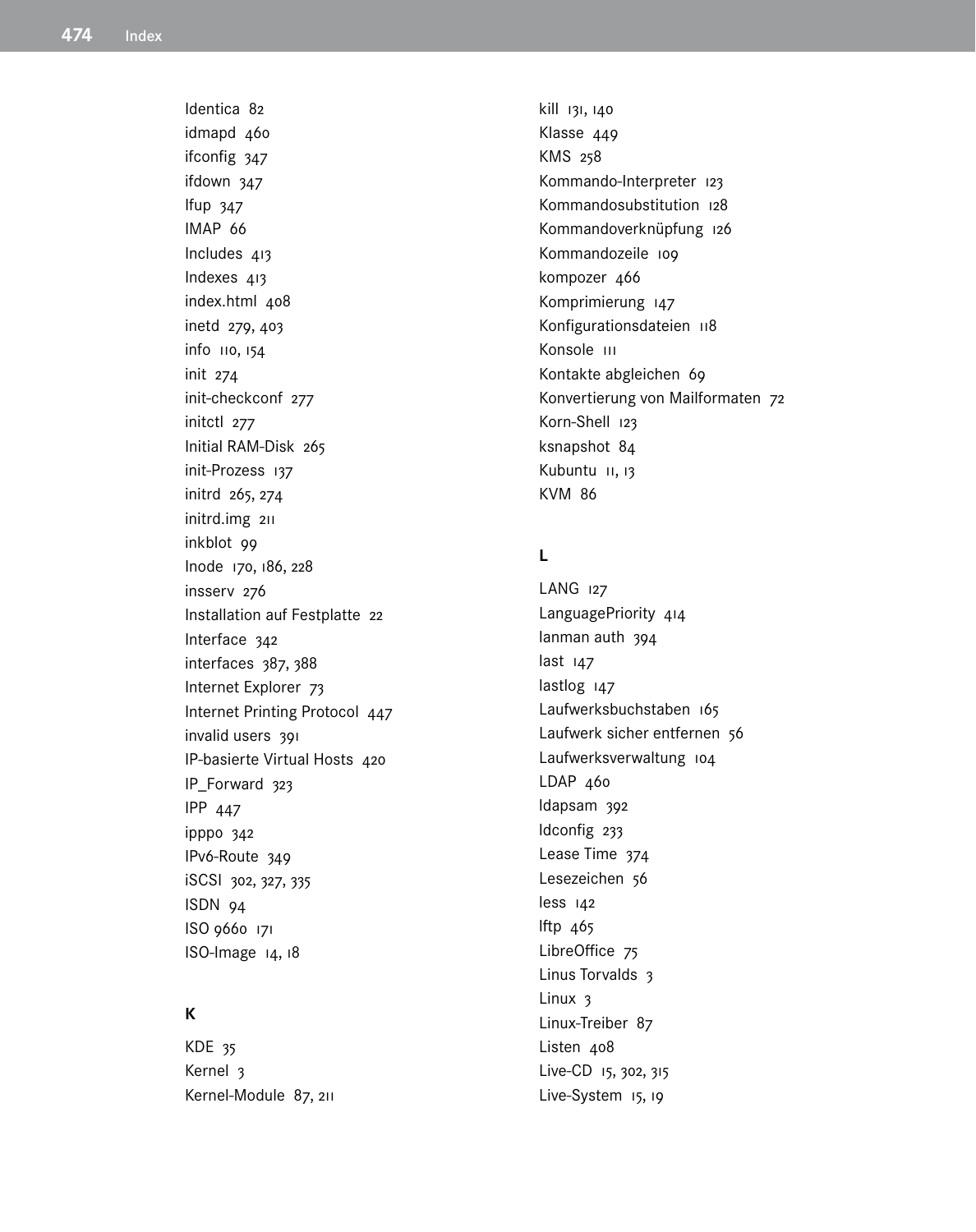Identica 82
idmapd 460
ifconfig 347
ifdown 347
Ifup 347
IMAP 66
Includes 413
Indexes 413
index.html 408
inetd 279, 403
info 110, 154
init 274
init-checkconf 277
initctl 277
Initial RAM-Disk 265
init-Prozess 137
initrd 265, 274
initrd.img 211
inkblot 99
Inode 170, 186, 228
insserv 276
Installation auf Festplatte 22
Interface 342
interfaces 387, 388
Internet Explorer 73
Internet Printing Protocol 447
invalid users 391
IP-basierte Virtual Hosts 420
IP_Forward 323
IPP 447
ipppo 342
IPv6-Route 349
iSCSI 302, 327, 335
ISDN 94
ISO 9660 171
ISO-Image 14, 18

**K**

KDE 35
Kernel 3
Kernel-Module 87, 211
kill 131, 140
Klasse 449
KMS 258
Kommando-Interpreter 123
Kommandosubstitution 128
Kommandoverknüpfung 126
Kommandozeile 109
kompozer 466
Komprimierung 147
Konfigurationsdateien 118
Konsole 111
Kontakte abgleichen 69
Konvertierung von Mailformaten 72
Korn-Shell 123
ksnapshot 84
Kubuntu 11, 13
KVM 86

**L**

LANG 127
LanguagePriority 414
lanman auth 394
last 147
lastlog 147
Laufwerksbuchstaben 165
Laufwerk sicher entfernen 56
Laufwerksverwaltung 104
LDAP 460
ldapsam 392
ldconfig 233
Lease Time 374
Lesezeichen 56
less 142
lftp 465
LibreOffice 75
Linus Torvalds 3
Linux 3
Linux-Treiber 87
Listen 408
Live-CD 15, 302, 315
Live-System 15, 19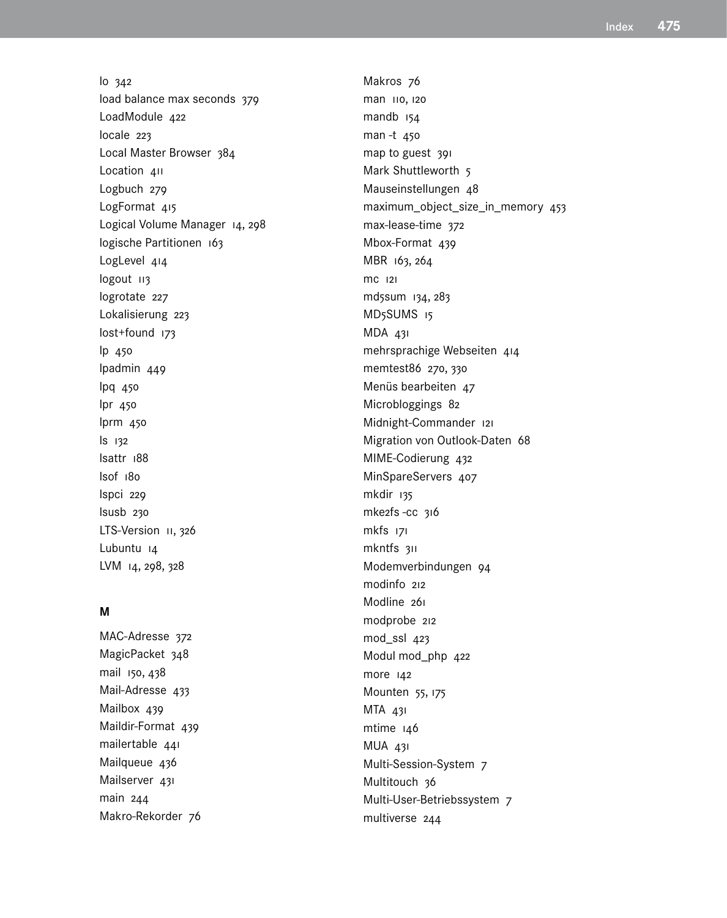lo 342
load balance max seconds 379
LoadModule 422
locale 223
Local Master Browser 384
Location 411
Logbuch 279
LogFormat 415
Logical Volume Manager 14, 298
logische Partitionen 163
LogLevel 414
logout 113
logrotate 227
Lokalisierung 223
lost+found 173
lp 450
lpadmin 449
lpq 450
lpr 450
lprm 450
ls 132
lsattr 188
lsof 180
lspci 229
lsusb 230
LTS-Version 11, 326
Lubuntu 14
LVM 14, 298, 328

### M

MAC-Adresse 372
MagicPacket 348
mail 150, 438
Mail-Adresse 433
Mailbox 439
Maildir-Format 439
mailertable 441
Mailqueue 436
Mailserver 431
main 244
Makro-Rekorder 76
Makros 76
man 110, 120
mandb 154
man -t 450
map to guest 391
Mark Shuttleworth 5
Mauseinstellungen 48
maximum_object_size_in_memory 453
max-lease-time 372
Mbox-Format 439
MBR 163, 264
mc 121
md5sum 134, 283
MD5SUMS 15
MDA 431
mehrsprachige Webseiten 414
memtest86 270, 330
Menüs bearbeiten 47
Microbloggings 82
Midnight-Commander 121
Migration von Outlook-Daten 68
MIME-Codierung 432
MinSpareServers 407
mkdir 135
mke2fs -cc 316
mkfs 171
mkntfs 311
Modemverbindungen 94
modinfo 212
Modline 261
modprobe 212
mod_ssl 423
Modul mod_php 422
more 142
Mounten 55, 175
MTA 431
mtime 146
MUA 431
Multi-Session-System 7
Multitouch 36
Multi-User-Betriebssystem 7
multiverse 244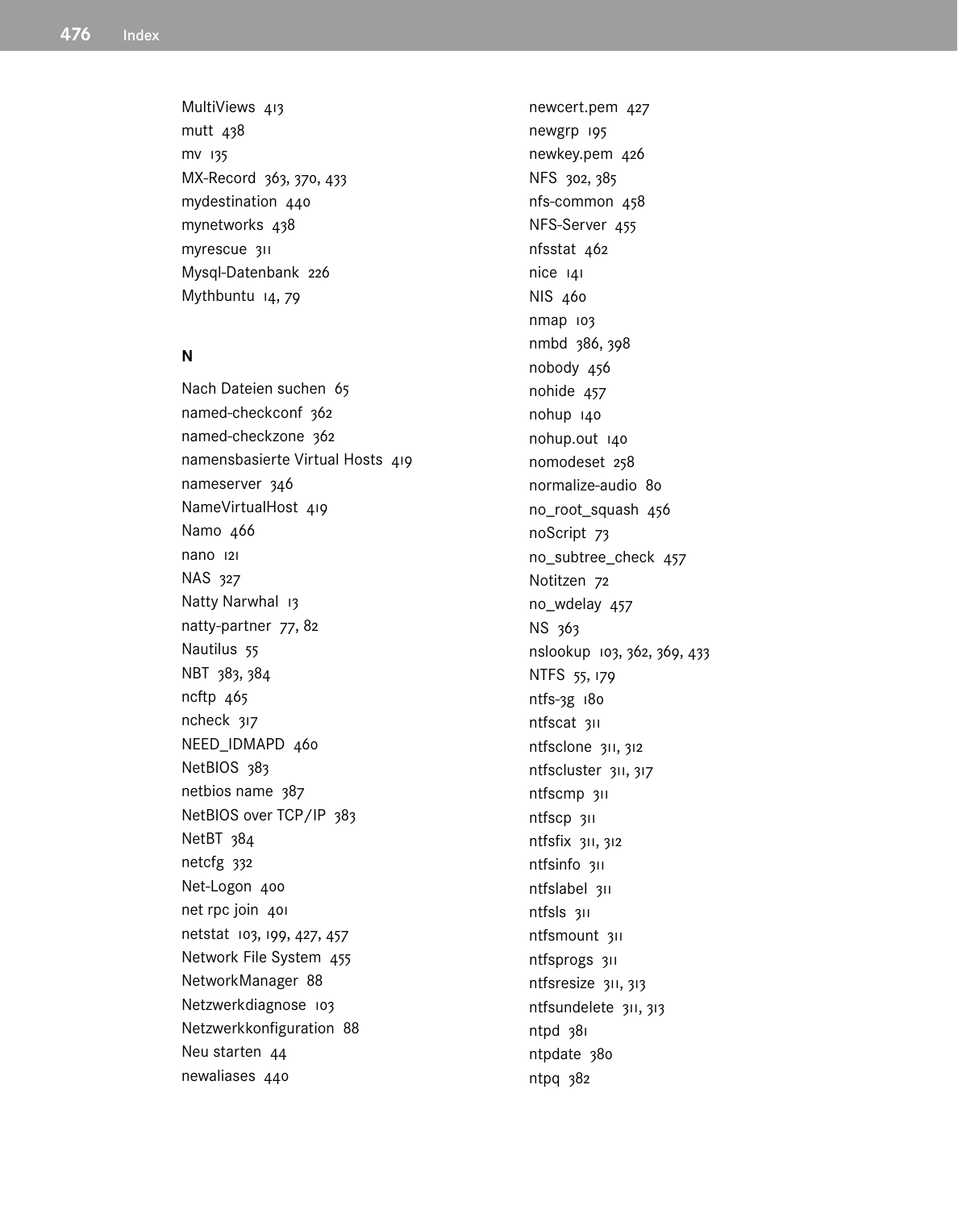MultiViews 413
mutt 438
mv 135
MX-Record 363, 370, 433
mydestination 440
mynetworks 438
myrescue 311
Mysql-Datenbank 226
Mythbuntu 14, 79

**N**

Nach Dateien suchen 65
named-checkconf 362
named-checkzone 362
namensbasierte Virtual Hosts 419
nameserver 346
NameVirtualHost 419
Namo 466
nano 121
NAS 327
Natty Narwhal 13
natty-partner 77, 82
Nautilus 55
NBT 383, 384
ncftp 465
ncheck 317
NEED_IDMAPD 460
NetBIOS 383
netbios name 387
NetBIOS over TCP/IP 383
NetBT 384
netcfg 332
Net-Logon 400
net rpc join 401
netstat 103, 199, 427, 457
Network File System 455
NetworkManager 88
Netzwerkdiagnose 103
Netzwerkkonfiguration 88
Neu starten 44
newaliases 440
newcert.pem 427
newgrp 195
newkey.pem 426
NFS 302, 385
nfs-common 458
NFS-Server 455
nfsstat 462
nice 141
NIS 460
nmap 103
nmbd 386, 398
nobody 456
nohide 457
nohup 140
nohup.out 140
nomodeset 258
normalize-audio 80
no_root_squash 456
noScript 73
no_subtree_check 457
Notitzen 72
no_wdelay 457
NS 363
nslookup 103, 362, 369, 433
NTFS 55, 179
ntfs-3g 180
ntfscat 311
ntfsclone 311, 312
ntfscluster 311, 317
ntfscmp 311
ntfscp 311
ntfsfix 311, 312
ntfsinfo 311
ntfslabel 311
ntfsls 311
ntfsmount 311
ntfsprogs 311
ntfsresize 311, 313
ntfsundelete 311, 313
ntpd 381
ntpdate 380
ntpq 382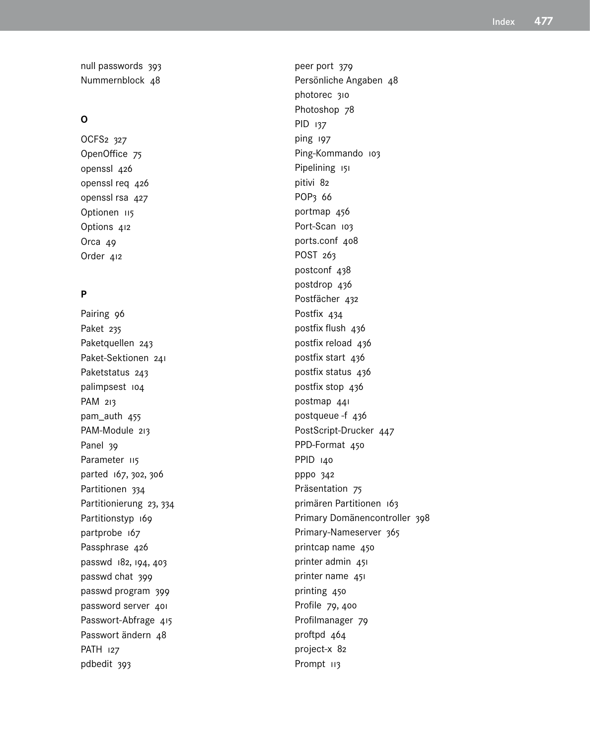null passwords 393
Nummernblock 48

## O

OCFS2 327
OpenOffice 75
openssl 426
openssl req 426
openssl rsa 427
Optionen 115
Options 412
Orca 49
Order 412

## P

Pairing 96
Paket 235
Paketquellen 243
Paket-Sektionen 241
Paketstatus 243
palimpsest 104
PAM 213
pam_auth 455
PAM-Module 213
Panel 39
Parameter 115
parted 167, 302, 306
Partitionen 334
Partitionierung 23, 334
Partitionstyp 169
partprobe 167
Passphrase 426
passwd 182, 194, 403
passwd chat 399
passwd program 399
password server 401
Passwort-Abfrage 415
Passwort ändern 48
PATH 127
pdbedit 393
peer port 379
Persönliche Angaben 48
photorec 310
Photoshop 78
PID 137
ping 197
Ping-Kommando 103
Pipelining 151
pitivi 82
POP3 66
portmap 456
Port-Scan 103
ports.conf 408
POST 263
postconf 438
postdrop 436
Postfächer 432
Postfix 434
postfix flush 436
postfix reload 436
postfix start 436
postfix status 436
postfix stop 436
postmap 441
postqueue -f 436
PostScript-Drucker 447
PPD-Format 450
PPID 140
pppo 342
Präsentation 75
primären Partitionen 163
Primary Domänencontroller 398
Primary-Nameserver 365
printcap name 450
printer admin 451
printer name 451
printing 450
Profile 79, 400
Profilmanager 79
proftpd 464
project-x 82
Prompt 113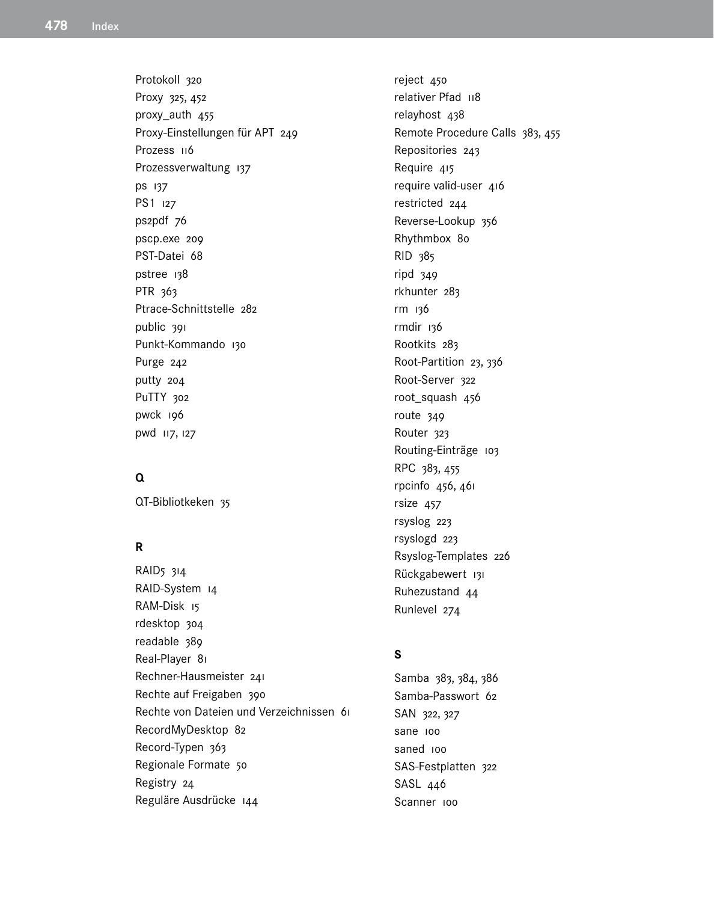Protokoll 320
Proxy 325, 452
proxy_auth 455
Proxy-Einstellungen für APT 249
Prozess 116
Prozessverwaltung 137
ps 137
PS1 127
ps2pdf 76
pscp.exe 209
PST-Datei 68
pstree 138
PTR 363
Ptrace-Schnittstelle 282
public 391
Punkt-Kommando 130
Purge 242
putty 204
PuTTY 302
pwck 196
pwd 117, 127

## Q

QT-Bibliotkeken 35

## R

RAID5 314
RAID-System 14
RAM-Disk 15
rdesktop 304
readable 389
Real-Player 81
Rechner-Hausmeister 241
Rechte auf Freigaben 390
Rechte von Dateien und Verzeichnissen 61
RecordMyDesktop 82
Record-Typen 363
Regionale Formate 50
Registry 24
Reguläre Ausdrücke 144
reject 450
relativer Pfad 118
relayhost 438
Remote Procedure Calls 383, 455
Repositories 243
Require 415
require valid-user 416
restricted 244
Reverse-Lookup 356
Rhythmbox 80
RID 385
ripd 349
rkhunter 283
rm 136
rmdir 136
Rootkits 283
Root-Partition 23, 336
Root-Server 322
root_squash 456
route 349
Router 323
Routing-Einträge 103
RPC 383, 455
rpcinfo 456, 461
rsize 457
rsyslog 223
rsyslogd 223
Rsyslog-Templates 226
Rückgabewert 131
Ruhezustand 44
Runlevel 274

## S

Samba 383, 384, 386
Samba-Passwort 62
SAN 322, 327
sane 100
saned 100
SAS-Festplatten 322
SASL 446
Scanner 100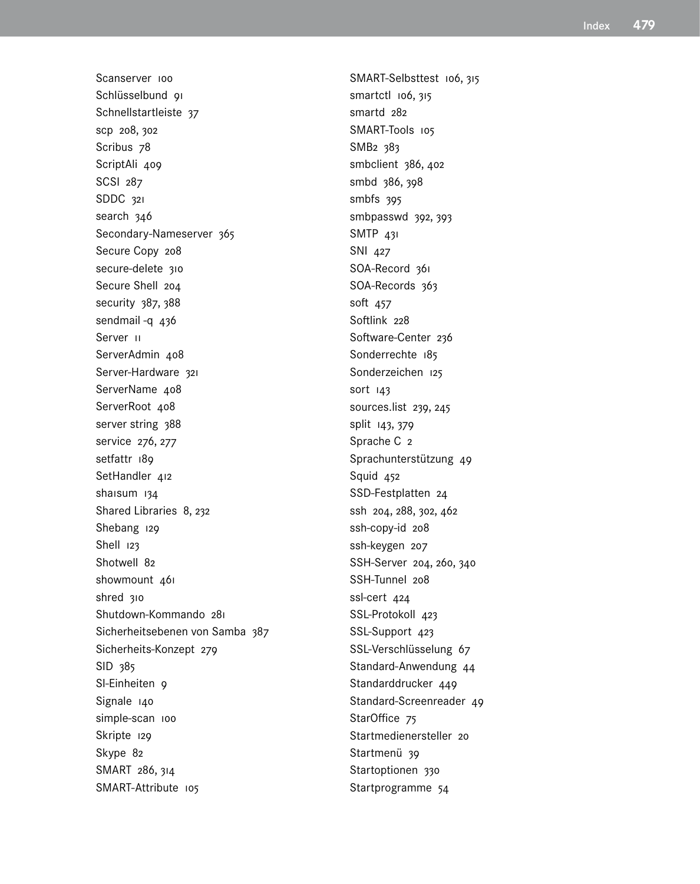Scanserver 100
Schlüsselbund 91
Schnellstartleiste 37
scp 208, 302
Scribus 78
ScriptAli 409
SCSI 287
SDDC 321
search 346
Secondary-Nameserver 365
Secure Copy 208
secure-delete 310
Secure Shell 204
security 387, 388
sendmail -q 436
Server 11
ServerAdmin 408
Server-Hardware 321
ServerName 408
ServerRoot 408
server string 388
service 276, 277
setfattr 189
SetHandler 412
sha1sum 134
Shared Libraries 8, 232
Shebang 129
Shell 123
Shotwell 82
showmount 461
shred 310
Shutdown-Kommando 281
Sicherheitsebenen von Samba 387
Sicherheits-Konzept 279
SID 385
SI-Einheiten 9
Signale 140
simple-scan 100
Skripte 129
Skype 82
SMART 286, 314
SMART-Attribute 105
SMART-Selbsttest 106, 315
smartctl 106, 315
smartd 282
SMART-Tools 105
SMB2 383
smbclient 386, 402
smbd 386, 398
smbfs 395
smbpasswd 392, 393
SMTP 431
SNI 427
SOA-Record 361
SOA-Records 363
soft 457
Softlink 228
Software-Center 236
Sonderrechte 185
Sonderzeichen 125
sort 143
sources.list 239, 245
split 143, 379
Sprache C 2
Sprachunterstützung 49
Squid 452
SSD-Festplatten 24
ssh 204, 288, 302, 462
ssh-copy-id 208
ssh-keygen 207
SSH-Server 204, 260, 340
SSH-Tunnel 208
ssl-cert 424
SSL-Protokoll 423
SSL-Support 423
SSL-Verschlüsselung 67
Standard-Anwendung 44
Standarddrucker 449
Standard-Screenreader 49
StarOffice 75
Startmedienersteller 20
Startmenü 39
Startoptionen 330
Startprogramme 54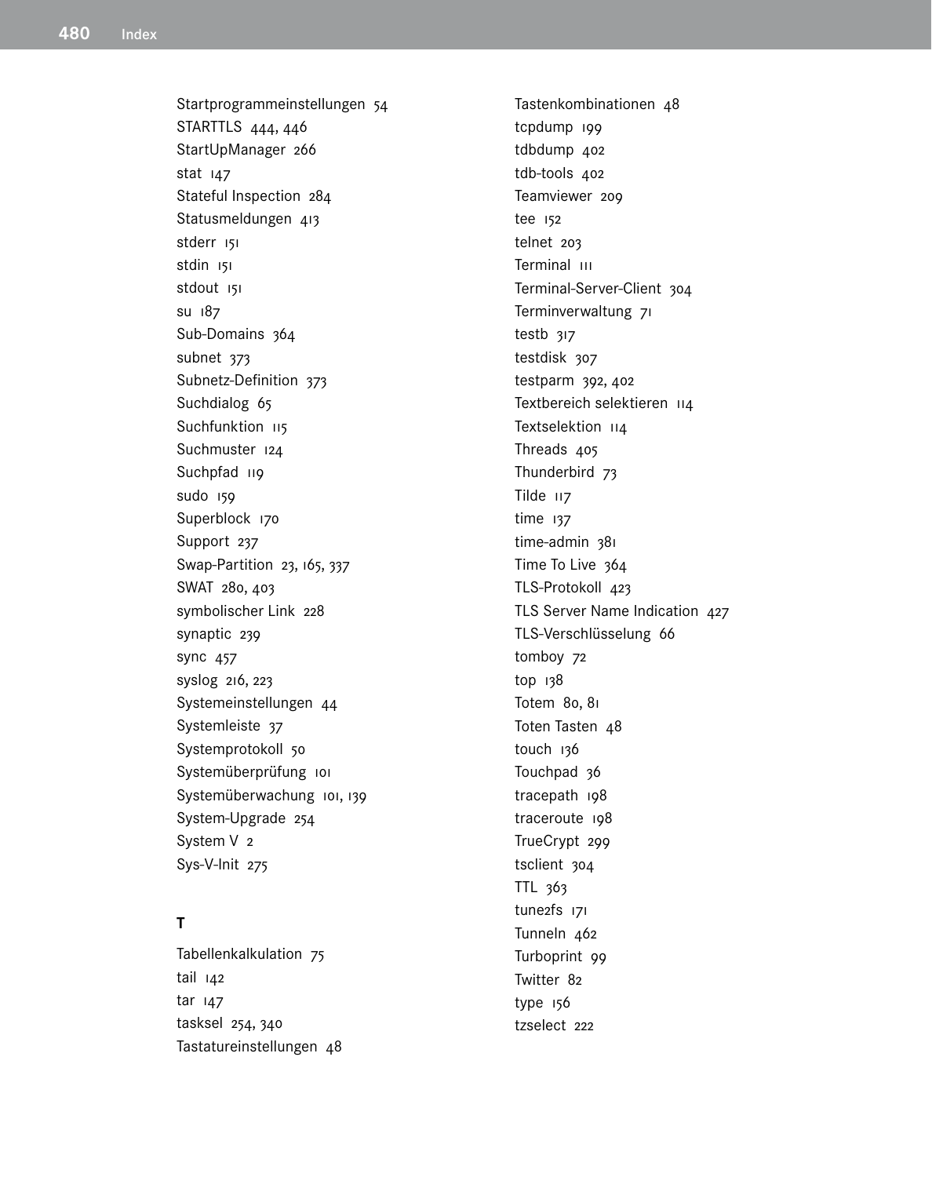Startprogrammeinstellungen 54
STARTTLS 444, 446
StartUpManager 266
stat 147
Stateful Inspection 284
Statusmeldungen 413
stderr 151
stdin 151
stdout 151
su 187
Sub-Domains 364
subnet 373
Subnetz-Definition 373
Suchdialog 65
Suchfunktion 115
Suchmuster 124
Suchpfad 119
sudo 159
Superblock 170
Support 237
Swap-Partition 23, 165, 337
SWAT 280, 403
symbolischer Link 228
synaptic 239
sync 457
syslog 216, 223
Systemeinstellungen 44
Systemleiste 37
Systemprotokoll 50
Systemüberprüfung 101
Systemüberwachung 101, 139
System-Upgrade 254
System V 2
Sys-V-Init 275

**T**

Tabellenkalkulation 75
tail 142
tar 147
tasksel 254, 340
Tastatureinstellungen 48
Tastenkombinationen 48
tcpdump 199
tdbdump 402
tdb-tools 402
Teamviewer 209
tee 152
telnet 203
Terminal 111
Terminal-Server-Client 304
Terminverwaltung 71
testb 317
testdisk 307
testparm 392, 402
Textbereich selektieren 114
Textselektion 114
Threads 405
Thunderbird 73
Tilde 117
time 137
time-admin 381
Time To Live 364
TLS-Protokoll 423
TLS Server Name Indication 427
TLS-Verschlüsselung 66
tomboy 72
top 138
Totem 80, 81
Toten Tasten 48
touch 136
Touchpad 36
tracepath 198
traceroute 198
TrueCrypt 299
tsclient 304
TTL 363
tune2fs 171
Tunneln 462
Turboprint 99
Twitter 82
type 156
tzselect 222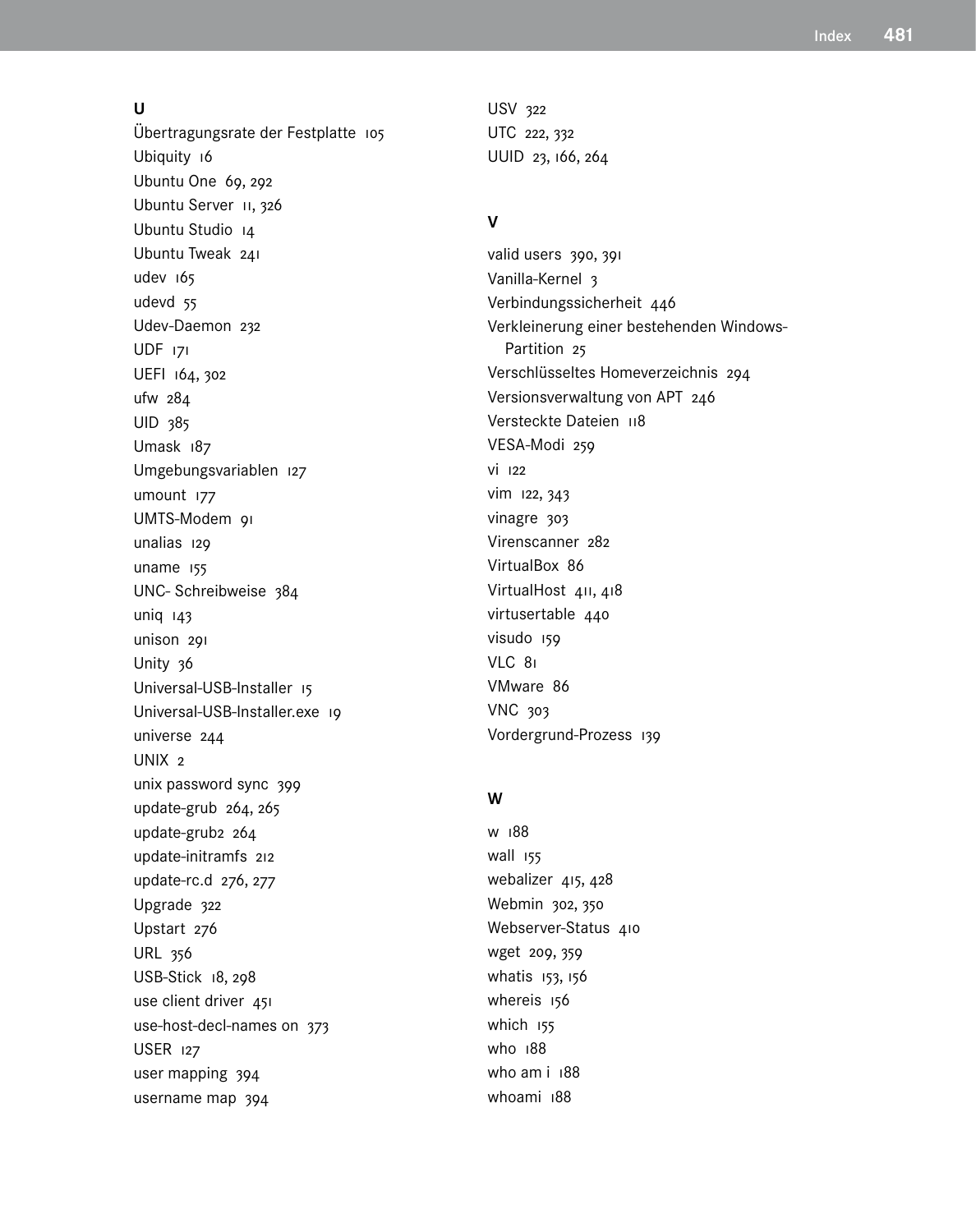## U

Übertragungsrate der Festplatte 105
Ubiquity 16
Ubuntu One 69, 292
Ubuntu Server 11, 326
Ubuntu Studio 14
Ubuntu Tweak 241
udev 165
udevd 55
Udev-Daemon 232
UDF 171
UEFI 164, 302
ufw 284
UID 385
Umask 187
Umgebungsvariablen 127
umount 177
UMTS-Modem 91
unalias 129
uname 155
UNC- Schreibweise 384
uniq 143
unison 291
Unity 36
Universal-USB-Installer 15
Universal-USB-Installer.exe 19
universe 244
UNIX 2
unix password sync 399
update-grub 264, 265
update-grub2 264
update-initramfs 212
update-rc.d 276, 277
Upgrade 322
Upstart 276
URL 356
USB-Stick 18, 298
use client driver 451
use-host-decl-names on 373
USER 127
user mapping 394
username map 394
USV 322
UTC 222, 332
UUID 23, 166, 264

## V

valid users 390, 391
Vanilla-Kernel 3
Verbindungssicherheit 446
Verkleinerung einer bestehenden Windows-Partition 25
Verschlüsseltes Homeverzeichnis 294
Versionsverwaltung von APT 246
Versteckte Dateien 118
VESA-Modi 259
vi 122
vim 122, 343
vinagre 303
Virenscanner 282
VirtualBox 86
VirtualHost 411, 418
virtusertable 440
visudo 159
VLC 81
VMware 86
VNC 303
Vordergrund-Prozess 139

## W

w 188
wall 155
webalizer 415, 428
Webmin 302, 350
Webserver-Status 410
wget 209, 359
whatis 153, 156
whereis 156
which 155
who 188
who am i 188
whoami 188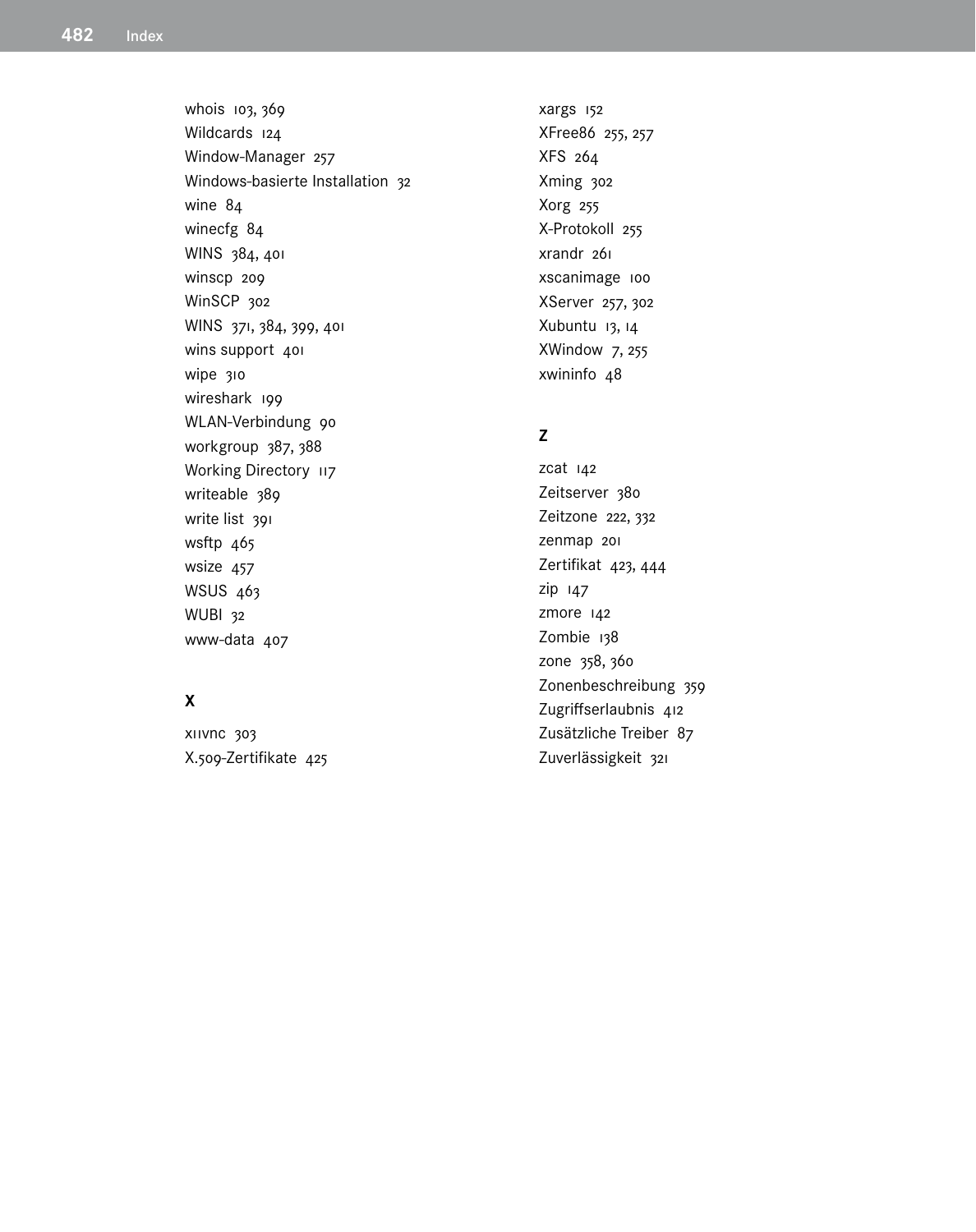whois 103, 369
Wildcards 124
Window-Manager 257
Windows-basierte Installation 32
wine 84
winecfg 84
WINS 384, 401
winscp 209
WinSCP 302
WINS 371, 384, 399, 401
wins support 401
wipe 310
wireshark 199
WLAN-Verbindung 90
workgroup 387, 388
Working Directory 117
writeable 389
write list 391
wsftp 465
wsize 457
WSUS 463
WUBI 32
www-data 407

## X

x11vnc 303
X.509-Zertifikate 425
xargs 152
XFree86 255, 257
XFS 264
Xming 302
Xorg 255
X-Protokoll 255
xrandr 261
xscanimage 100
XServer 257, 302
Xubuntu 13, 14
XWindow 7, 255
xwininfo 48

## Z

zcat 142
Zeitserver 380
Zeitzone 222, 332
zenmap 201
Zertifikat 423, 444
zip 147
zmore 142
Zombie 138
zone 358, 360
Zonenbeschreibung 359
Zugriffserlaubnis 412
Zusätzliche Treiber 87
Zuverlässigkeit 321